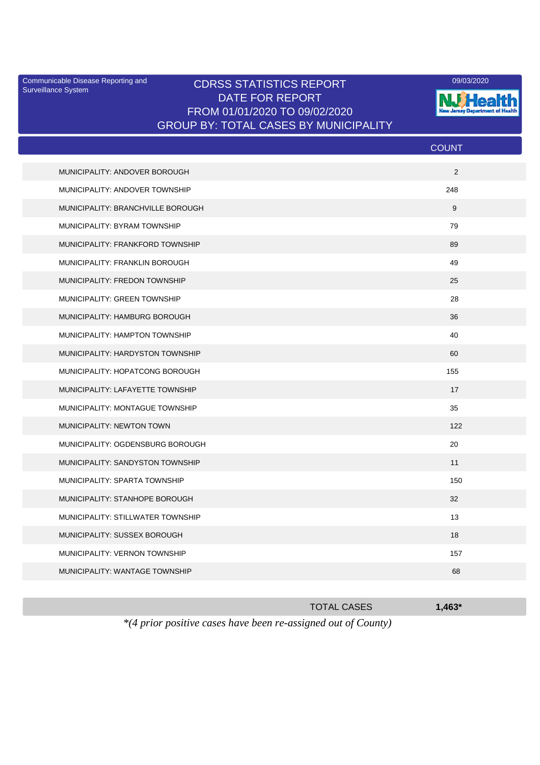Communicable Disease Reporting and Surveillance System

# CDRSS STATISTICS REPORT

DATE FOR REPORT

FROM 01/01/2020 TO 09/02/2020

GROUP BY: TOTAL CASES BY MUNICIPALITY

09/03/2020

NJ Health
New Jersey Department of Health

| | COUNT |
|---|---|
| MUNICIPALITY: ANDOVER BOROUGH | 2 |
| MUNICIPALITY: ANDOVER TOWNSHIP | 248 |
| MUNICIPALITY: BRANCHVILLE BOROUGH | 9 |
| MUNICIPALITY: BYRAM TOWNSHIP | 79 |
| MUNICIPALITY: FRANKFORD TOWNSHIP | 89 |
| MUNICIPALITY: FRANKLIN BOROUGH | 49 |
| MUNICIPALITY: FREDON TOWNSHIP | 25 |
| MUNICIPALITY: GREEN TOWNSHIP | 28 |
| MUNICIPALITY: HAMBURG BOROUGH | 36 |
| MUNICIPALITY: HAMPTON TOWNSHIP | 40 |
| MUNICIPALITY: HARDYSTON TOWNSHIP | 60 |
| MUNICIPALITY: HOPATCONG BOROUGH | 155 |
| MUNICIPALITY: LAFAYETTE TOWNSHIP | 17 |
| MUNICIPALITY: MONTAGUE TOWNSHIP | 35 |
| MUNICIPALITY: NEWTON TOWN | 122 |
| MUNICIPALITY: OGDENSBURG BOROUGH | 20 |
| MUNICIPALITY: SANDYSTON TOWNSHIP | 11 |
| MUNICIPALITY: SPARTA TOWNSHIP | 150 |
| MUNICIPALITY: STANHOPE BOROUGH | 32 |
| MUNICIPALITY: STILLWATER TOWNSHIP | 13 |
| MUNICIPALITY: SUSSEX BOROUGH | 18 |
| MUNICIPALITY: VERNON TOWNSHIP | 157 |
| MUNICIPALITY: WANTAGE TOWNSHIP | 68 |
| TOTAL CASES | **1,463*** |

*\*(4 prior positive cases have been re-assigned out of County)*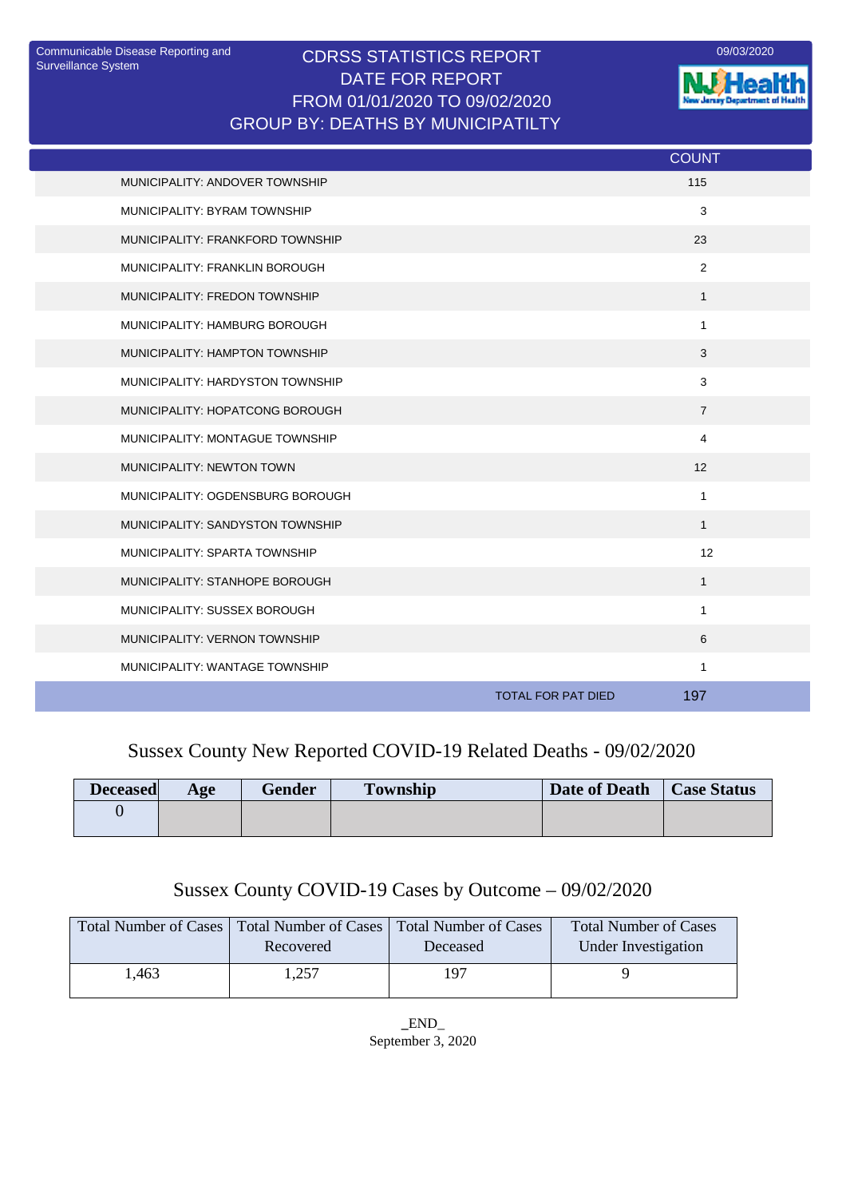Communicable Disease Reporting and Surveillance System

09/03/2020

# CDRSS STATISTICS REPORT
DATE FOR REPORT
FROM 01/01/2020 TO 09/02/2020
GROUP BY: DEATHS BY MUNICIPATILTY

| | COUNT |
|---|---|
| MUNICIPALITY: ANDOVER TOWNSHIP | 115 |
| MUNICIPALITY: BYRAM TOWNSHIP | 3 |
| MUNICIPALITY: FRANKFORD TOWNSHIP | 23 |
| MUNICIPALITY: FRANKLIN BOROUGH | 2 |
| MUNICIPALITY: FREDON TOWNSHIP | 1 |
| MUNICIPALITY: HAMBURG BOROUGH | 1 |
| MUNICIPALITY: HAMPTON TOWNSHIP | 3 |
| MUNICIPALITY: HARDYSTON TOWNSHIP | 3 |
| MUNICIPALITY: HOPATCONG BOROUGH | 7 |
| MUNICIPALITY: MONTAGUE TOWNSHIP | 4 |
| MUNICIPALITY: NEWTON TOWN | 12 |
| MUNICIPALITY: OGDENSBURG BOROUGH | 1 |
| MUNICIPALITY: SANDYSTON TOWNSHIP | 1 |
| MUNICIPALITY: SPARTA TOWNSHIP | 12 |
| MUNICIPALITY: STANHOPE BOROUGH | 1 |
| MUNICIPALITY: SUSSEX BOROUGH | 1 |
| MUNICIPALITY: VERNON TOWNSHIP | 6 |
| MUNICIPALITY: WANTAGE TOWNSHIP | 1 |
| TOTAL FOR PAT DIED | 197 |

## Sussex County New Reported COVID-19 Related Deaths - 09/02/2020

| Deceased | Age | Gender | Township | Date of Death | Case Status |
|---|---|---|---|---|---|
| 0 | | | | | |

## Sussex County COVID-19 Cases by Outcome – 09/02/2020

| Total Number of Cases | Total Number of Cases Recovered | Total Number of Cases Deceased | Total Number of Cases Under Investigation |
|---|---|---|---|
| 1,463 | 1,257 | 197 | 9 |

_END_
September 3, 2020